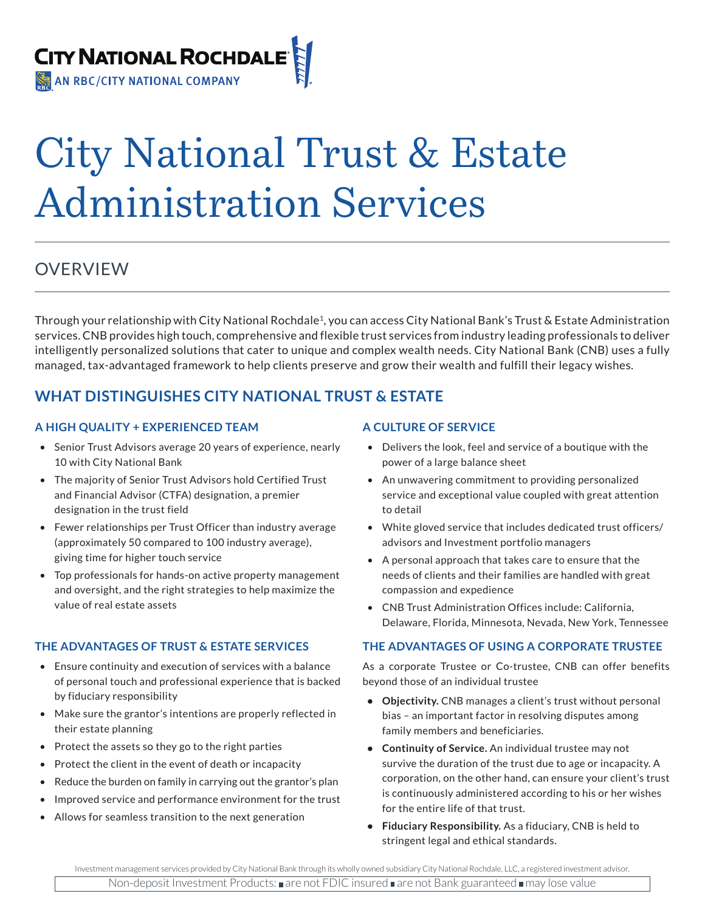CITY NATIONAL ROCHDALE
AN RBC/CITY NATIONAL COMPANY

# City National Trust & Estate Administration Services

## OVERVIEW

Through your relationship with City National Rochdale[1], you can access City National Bank's Trust & Estate Administration services. CNB provides high touch, comprehensive and flexible trust services from industry leading professionals to deliver intelligently personalized solutions that cater to unique and complex wealth needs. City National Bank (CNB) uses a fully managed, tax-advantaged framework to help clients preserve and grow their wealth and fulfill their legacy wishes.

## WHAT DISTINGUISHES CITY NATIONAL TRUST & ESTATE

### A HIGH QUALITY + EXPERIENCED TEAM

- Senior Trust Advisors average 20 years of experience, nearly 10 with City National Bank
- The majority of Senior Trust Advisors hold Certified Trust and Financial Advisor (CTFA) designation, a premier designation in the trust field
- Fewer relationships per Trust Officer than industry average (approximately 50 compared to 100 industry average), giving time for higher touch service
- Top professionals for hands-on active property management and oversight, and the right strategies to help maximize the value of real estate assets

### THE ADVANTAGES OF TRUST & ESTATE SERVICES

- Ensure continuity and execution of services with a balance of personal touch and professional experience that is backed by fiduciary responsibility
- Make sure the grantor's intentions are properly reflected in their estate planning
- Protect the assets so they go to the right parties
- Protect the client in the event of death or incapacity
- Reduce the burden on family in carrying out the grantor's plan
- Improved service and performance environment for the trust
- Allows for seamless transition to the next generation

### A CULTURE OF SERVICE

- Delivers the look, feel and service of a boutique with the power of a large balance sheet
- An unwavering commitment to providing personalized service and exceptional value coupled with great attention to detail
- White gloved service that includes dedicated trust officers/advisors and Investment portfolio managers
- A personal approach that takes care to ensure that the needs of clients and their families are handled with great compassion and expedience
- CNB Trust Administration Offices include: California, Delaware, Florida, Minnesota, Nevada, New York, Tennessee

### THE ADVANTAGES OF USING A CORPORATE TRUSTEE

As a corporate Trustee or Co-trustee, CNB can offer benefits beyond those of an individual trustee

- **Objectivity.** CNB manages a client's trust without personal bias – an important factor in resolving disputes among family members and beneficiaries.
- **Continuity of Service.** An individual trustee may not survive the duration of the trust due to age or incapacity. A corporation, on the other hand, can ensure your client's trust is continuously administered according to his or her wishes for the entire life of that trust.
- **Fiduciary Responsibility.** As a fiduciary, CNB is held to stringent legal and ethical standards.

Investment management services provided by City National Bank through its wholly owned subsidiary City National Rochdale, LLC, a registered investment advisor.

Non-deposit Investment Products: ■ are not FDIC insured ■ are not Bank guaranteed ■ may lose value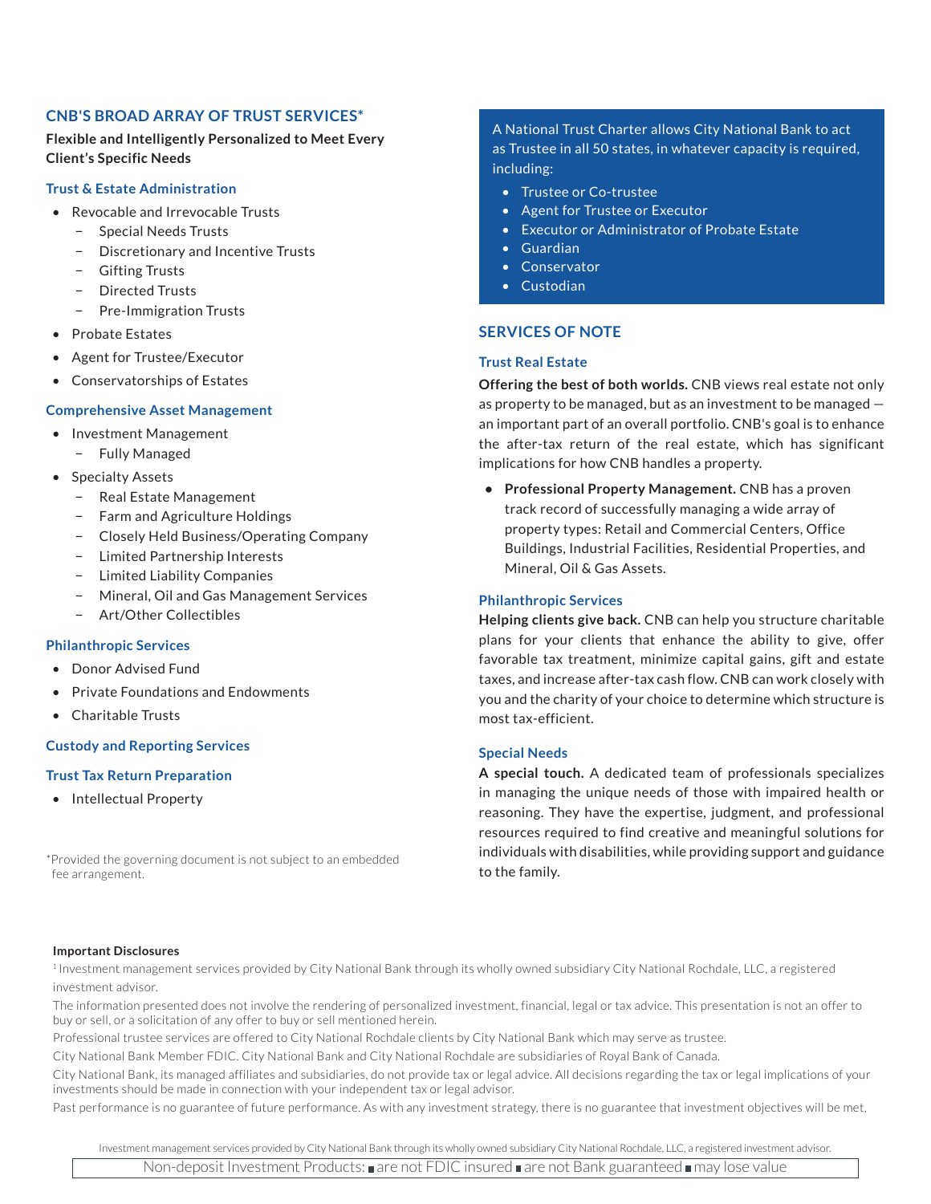## CNB'S BROAD ARRAY OF TRUST SERVICES*

**Flexible and Intelligently Personalized to Meet Every Client's Specific Needs**

### Trust & Estate Administration

- Revocable and Irrevocable Trusts
  - Special Needs Trusts
  - Discretionary and Incentive Trusts
  - Gifting Trusts
  - Directed Trusts
  - Pre-Immigration Trusts
- Probate Estates
- Agent for Trustee/Executor
- Conservatorships of Estates

### Comprehensive Asset Management

- Investment Management
  - Fully Managed
- Specialty Assets
  - Real Estate Management
  - Farm and Agriculture Holdings
  - Closely Held Business/Operating Company
  - Limited Partnership Interests
  - Limited Liability Companies
  - Mineral, Oil and Gas Management Services
  - Art/Other Collectibles

### Philanthropic Services

- Donor Advised Fund
- Private Foundations and Endowments
- Charitable Trusts

### Custody and Reporting Services

### Trust Tax Return Preparation

- Intellectual Property

*Provided the governing document is not subject to an embedded fee arrangement.

A National Trust Charter allows City National Bank to act as Trustee in all 50 states, in whatever capacity is required, including:

- Trustee or Co-trustee
- Agent for Trustee or Executor
- Executor or Administrator of Probate Estate
- Guardian
- Conservator
- Custodian

## SERVICES OF NOTE

### Trust Real Estate

**Offering the best of both worlds.** CNB views real estate not only as property to be managed, but as an investment to be managed — an important part of an overall portfolio. CNB's goal is to enhance the after-tax return of the real estate, which has significant implications for how CNB handles a property.

- **Professional Property Management.** CNB has a proven track record of successfully managing a wide array of property types: Retail and Commercial Centers, Office Buildings, Industrial Facilities, Residential Properties, and Mineral, Oil & Gas Assets.

### Philanthropic Services

**Helping clients give back.** CNB can help you structure charitable plans for your clients that enhance the ability to give, offer favorable tax treatment, minimize capital gains, gift and estate taxes, and increase after-tax cash flow. CNB can work closely with you and the charity of your choice to determine which structure is most tax-efficient.

### Special Needs

**A special touch.** A dedicated team of professionals specializes in managing the unique needs of those with impaired health or reasoning. They have the expertise, judgment, and professional resources required to find creative and meaningful solutions for individuals with disabilities, while providing support and guidance to the family.

**Important Disclosures**

[1] Investment management services provided by City National Bank through its wholly owned subsidiary City National Rochdale, LLC, a registered investment advisor.

The information presented does not involve the rendering of personalized investment, financial, legal or tax advice. This presentation is not an offer to buy or sell, or a solicitation of any offer to buy or sell mentioned herein.

Professional trustee services are offered to City National Rochdale clients by City National Bank which may serve as trustee.

City National Bank Member FDIC. City National Bank and City National Rochdale are subsidiaries of Royal Bank of Canada.

City National Bank, its managed affiliates and subsidiaries, do not provide tax or legal advice. All decisions regarding the tax or legal implications of your investments should be made in connection with your independent tax or legal advisor.

Past performance is no guarantee of future performance. As with any investment strategy, there is no guarantee that investment objectives will be met,

Investment management services provided by City National Bank through its wholly owned subsidiary City National Rochdale, LLC, a registered investment advisor.

Non-deposit Investment Products: ▪ are not FDIC insured ▪ are not Bank guaranteed ▪ may lose value